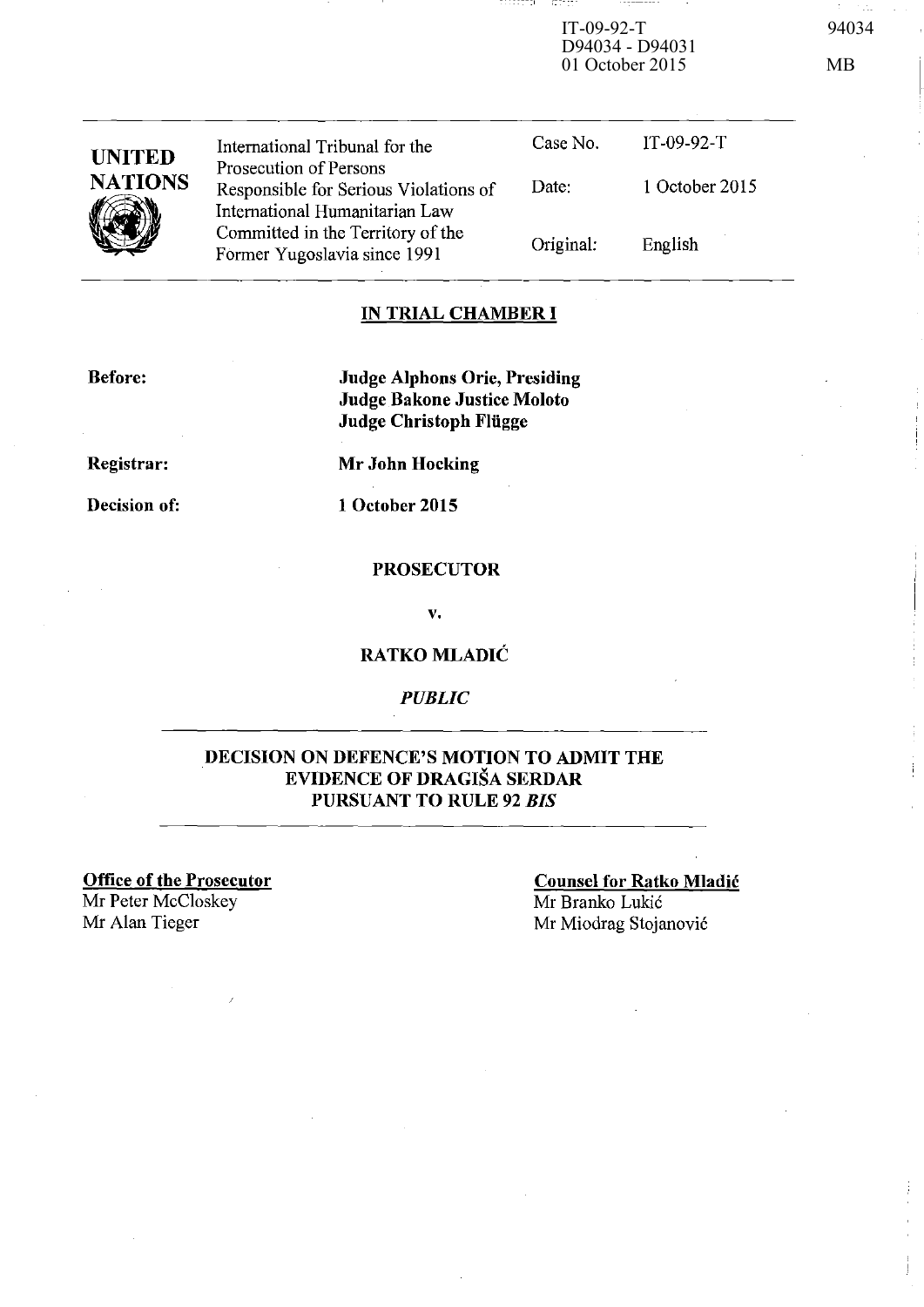IT-09-92-T
D94034 - D94031
01 October 2015

94034

MB

| UNITED NATIONS | International Tribunal for the Prosecution of Persons Responsible for Serious Violations of International Humanitarian Law Committed in the Territory of the Former Yugoslavia since 1991 | Case No. | IT-09-92-T |
|---|---|---|---|
| | | Date: | 1 October 2015 |
| | | Original: | English |

**IN TRIAL CHAMBER I**

**Before:** **Judge Alphons Orie, Presiding**
**Judge Bakone Justice Moloto**
**Judge Christoph Flügge**

**Registrar:** **Mr John Hocking**

**Decision of:** **1 October 2015**

**PROSECUTOR**

**v.**

**RATKO MLADIĆ**

***PUBLIC***

**DECISION ON DEFENCE'S MOTION TO ADMIT THE EVIDENCE OF DRAGIŠA SERDAR PURSUANT TO RULE 92 *BIS***

**Office of the Prosecutor**
Mr Peter McCloskey
Mr Alan Tieger

**Counsel for Ratko Mladić**
Mr Branko Lukić
Mr Miodrag Stojanović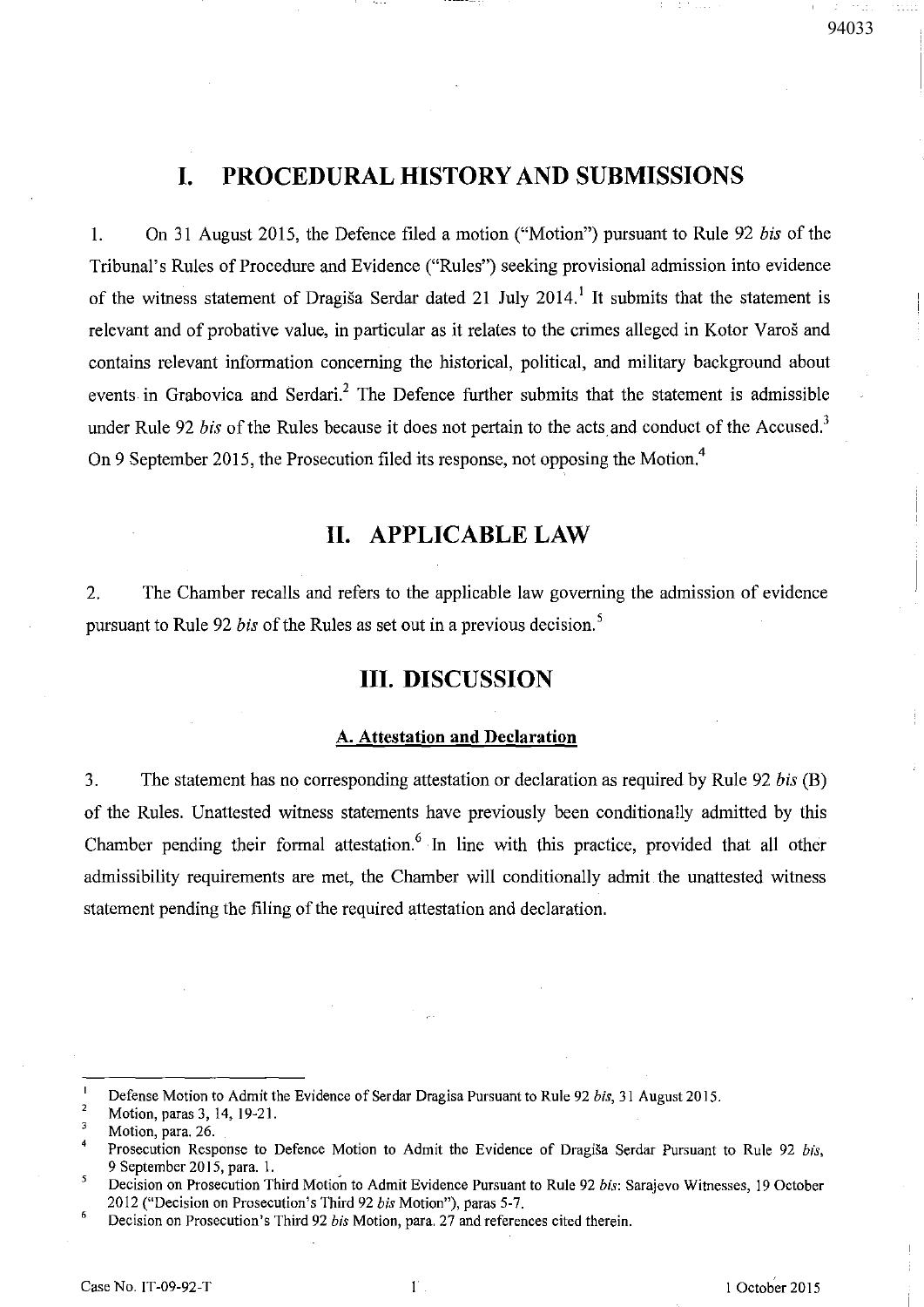# I. PROCEDURAL HISTORY AND SUBMISSIONS

1. On 31 August 2015, the Defence filed a motion ("Motion") pursuant to Rule 92 *bis* of the Tribunal's Rules of Procedure and Evidence ("Rules") seeking provisional admission into evidence of the witness statement of Dragiša Serdar dated 21 July 2014.[1] It submits that the statement is relevant and of probative value, in particular as it relates to the crimes alleged in Kotor Varoš and contains relevant information concerning the historical, political, and military background about events in Grabovica and Serdari.[2] The Defence further submits that the statement is admissible under Rule 92 *bis* of the Rules because it does not pertain to the acts and conduct of the Accused.[3] On 9 September 2015, the Prosecution filed its response, not opposing the Motion.[4]

# II. APPLICABLE LAW

2. The Chamber recalls and refers to the applicable law governing the admission of evidence pursuant to Rule 92 *bis* of the Rules as set out in a previous decision.[5]

# III. DISCUSSION

### A. Attestation and Declaration

3. The statement has no corresponding attestation or declaration as required by Rule 92 *bis* (B) of the Rules. Unattested witness statements have previously been conditionally admitted by this Chamber pending their formal attestation.[6] In line with this practice, provided that all other admissibility requirements are met, the Chamber will conditionally admit the unattested witness statement pending the filing of the required attestation and declaration.

---

[1] Defense Motion to Admit the Evidence of Serdar Dragisa Pursuant to Rule 92 *bis*, 31 August 2015.

[2] Motion, paras 3, 14, 19-21.

[3] Motion, para. 26.

[4] Prosecution Response to Defence Motion to Admit the Evidence of Dragiša Serdar Pursuant to Rule 92 *bis*, 9 September 2015, para. 1.

[5] Decision on Prosecution Third Motion to Admit Evidence Pursuant to Rule 92 *bis*: Sarajevo Witnesses, 19 October 2012 ("Decision on Prosecution's Third 92 *bis* Motion"), paras 5-7.

[6] Decision on Prosecution's Third 92 *bis* Motion, para. 27 and references cited therein.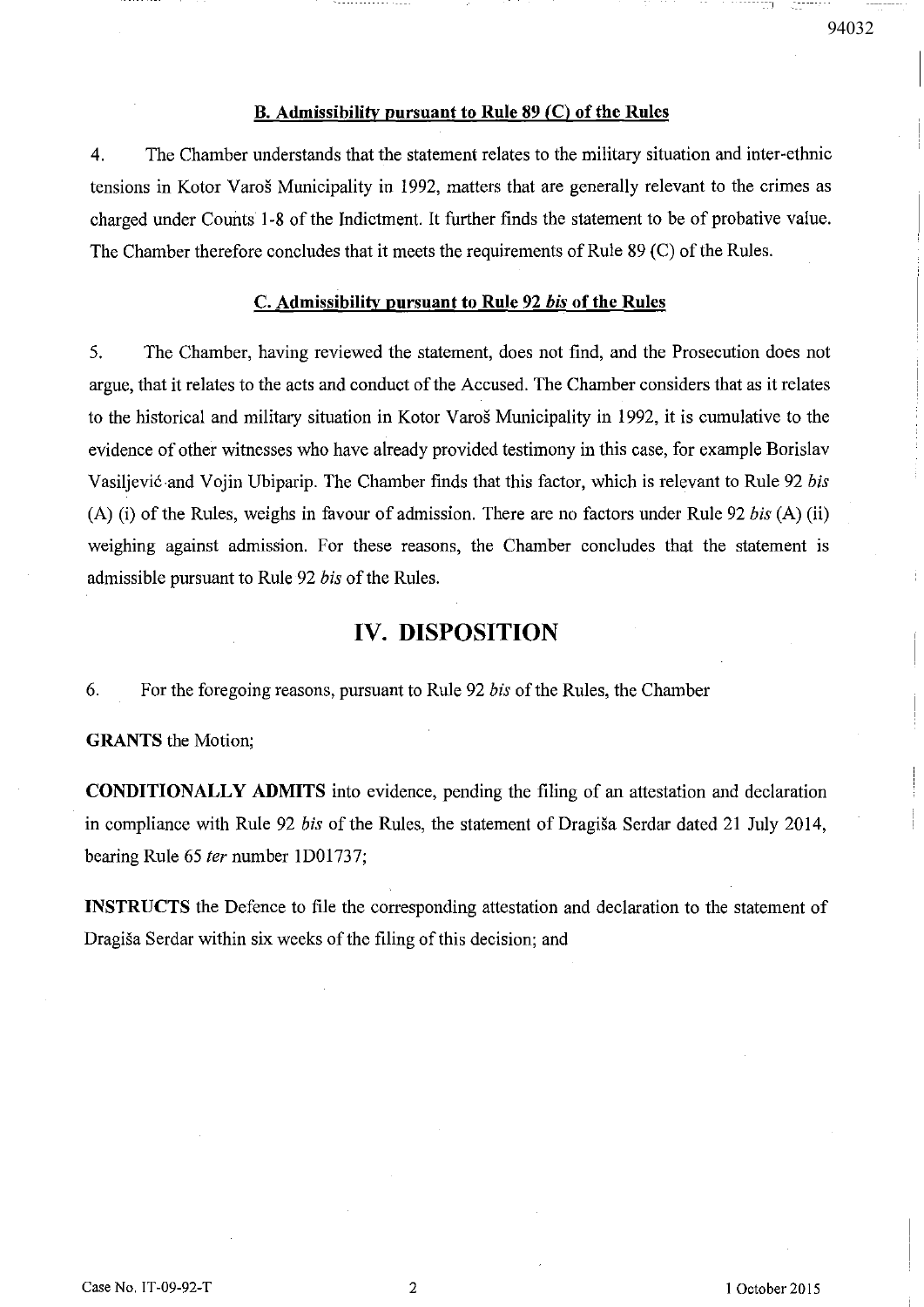### B. Admissibility pursuant to Rule 89 (C) of the Rules

4. The Chamber understands that the statement relates to the military situation and inter-ethnic tensions in Kotor Varoš Municipality in 1992, matters that are generally relevant to the crimes as charged under Counts 1-8 of the Indictment. It further finds the statement to be of probative value. The Chamber therefore concludes that it meets the requirements of Rule 89 (C) of the Rules.

### C. Admissibility pursuant to Rule 92 *bis* of the Rules

5. The Chamber, having reviewed the statement, does not find, and the Prosecution does not argue, that it relates to the acts and conduct of the Accused. The Chamber considers that as it relates to the historical and military situation in Kotor Varoš Municipality in 1992, it is cumulative to the evidence of other witnesses who have already provided testimony in this case, for example Borislav Vasiljević and Vojin Ubiparip. The Chamber finds that this factor, which is relevant to Rule 92 *bis* (A) (i) of the Rules, weighs in favour of admission. There are no factors under Rule 92 *bis* (A) (ii) weighing against admission. For these reasons, the Chamber concludes that the statement is admissible pursuant to Rule 92 *bis* of the Rules.

## IV. DISPOSITION

6. For the foregoing reasons, pursuant to Rule 92 *bis* of the Rules, the Chamber

**GRANTS** the Motion;

**CONDITIONALLY ADMITS** into evidence, pending the filing of an attestation and declaration in compliance with Rule 92 *bis* of the Rules, the statement of Dragiša Serdar dated 21 July 2014, bearing Rule 65 *ter* number 1D01737;

**INSTRUCTS** the Defence to file the corresponding attestation and declaration to the statement of Dragiša Serdar within six weeks of the filing of this decision; and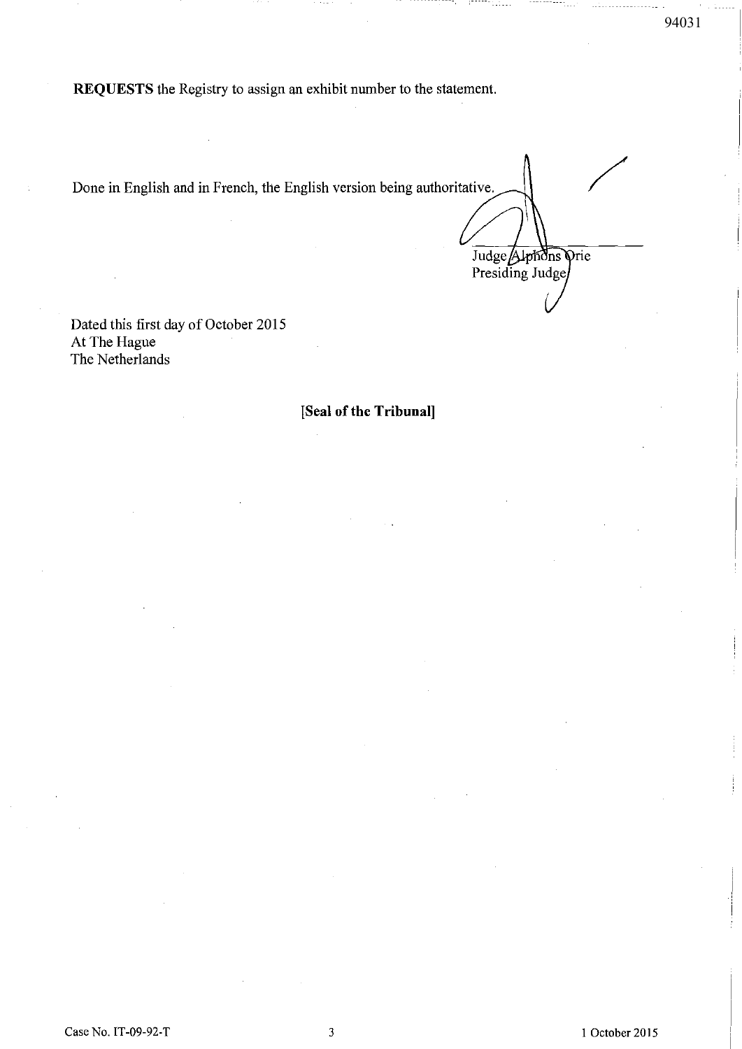**REQUESTS** the Registry to assign an exhibit number to the statement.

Done in English and in French, the English version being authoritative.

Judge Alphons Orie
Presiding Judge

Dated this first day of October 2015
At The Hague
The Netherlands

**[Seal of the Tribunal]**